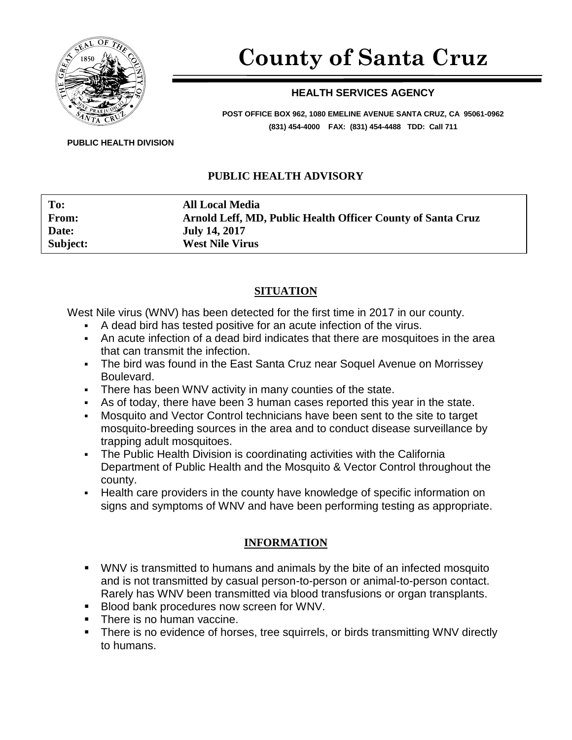# County of Santa Cruz

**HEALTH SERVICES AGENCY**

**POST OFFICE BOX 962, 1080 EMELINE AVENUE SANTA CRUZ, CA 95061-0962**
**(831) 454-4000 FAX: (831) 454-4488 TDD: Call 711**

**PUBLIC HEALTH DIVISION**

## PUBLIC HEALTH ADVISORY

| | |
|---|---|
| **To:** | **All Local Media** |
| **From:** | **Arnold Leff, MD, Public Health Officer County of Santa Cruz** |
| **Date:** | **July 14, 2017** |
| **Subject:** | **West Nile Virus** |

## SITUATION

West Nile virus (WNV) has been detected for the first time in 2017 in our county.

- A dead bird has tested positive for an acute infection of the virus.
- An acute infection of a dead bird indicates that there are mosquitoes in the area that can transmit the infection.
- The bird was found in the East Santa Cruz near Soquel Avenue on Morrissey Boulevard.
- There has been WNV activity in many counties of the state.
- As of today, there have been 3 human cases reported this year in the state.
- Mosquito and Vector Control technicians have been sent to the site to target mosquito-breeding sources in the area and to conduct disease surveillance by trapping adult mosquitoes.
- The Public Health Division is coordinating activities with the California Department of Public Health and the Mosquito & Vector Control throughout the county.
- Health care providers in the county have knowledge of specific information on signs and symptoms of WNV and have been performing testing as appropriate.

## INFORMATION

- WNV is transmitted to humans and animals by the bite of an infected mosquito and is not transmitted by casual person-to-person or animal-to-person contact. Rarely has WNV been transmitted via blood transfusions or organ transplants.
- Blood bank procedures now screen for WNV.
- There is no human vaccine.
- There is no evidence of horses, tree squirrels, or birds transmitting WNV directly to humans.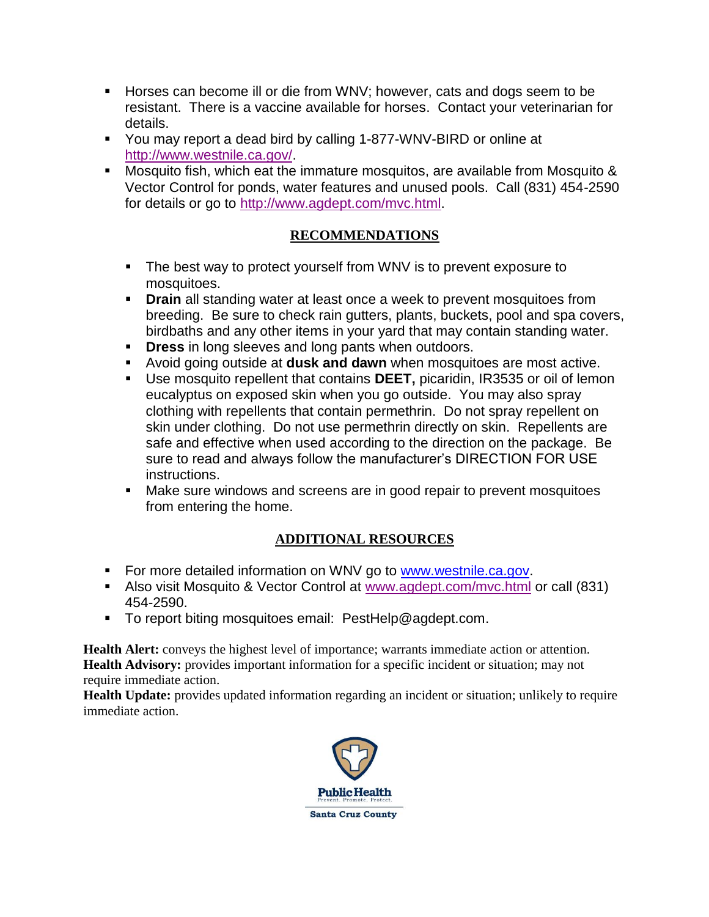- Horses can become ill or die from WNV; however, cats and dogs seem to be resistant. There is a vaccine available for horses. Contact your veterinarian for details.
- You may report a dead bird by calling 1-877-WNV-BIRD or online at http://www.westnile.ca.gov/.
- Mosquito fish, which eat the immature mosquitos, are available from Mosquito & Vector Control for ponds, water features and unused pools. Call (831) 454-2590 for details or go to http://www.agdept.com/mvc.html.

## RECOMMENDATIONS

- The best way to protect yourself from WNV is to prevent exposure to mosquitoes.
- **Drain** all standing water at least once a week to prevent mosquitoes from breeding. Be sure to check rain gutters, plants, buckets, pool and spa covers, birdbaths and any other items in your yard that may contain standing water.
- **Dress** in long sleeves and long pants when outdoors.
- Avoid going outside at **dusk and dawn** when mosquitoes are most active.
- Use mosquito repellent that contains **DEET,** picaridin, IR3535 or oil of lemon eucalyptus on exposed skin when you go outside. You may also spray clothing with repellents that contain permethrin. Do not spray repellent on skin under clothing. Do not use permethrin directly on skin. Repellents are safe and effective when used according to the direction on the package. Be sure to read and always follow the manufacturer's DIRECTION FOR USE instructions.
- Make sure windows and screens are in good repair to prevent mosquitoes from entering the home.

## ADDITIONAL RESOURCES

- For more detailed information on WNV go to www.westnile.ca.gov.
- Also visit Mosquito & Vector Control at www.agdept.com/mvc.html or call (831) 454-2590.
- To report biting mosquitoes email: PestHelp@agdept.com.

**Health Alert:** conveys the highest level of importance; warrants immediate action or attention.
**Health Advisory:** provides important information for a specific incident or situation; may not require immediate action.
**Health Update:** provides updated information regarding an incident or situation; unlikely to require immediate action.

Public Health
Prevent. Promote. Protect.
Santa Cruz County